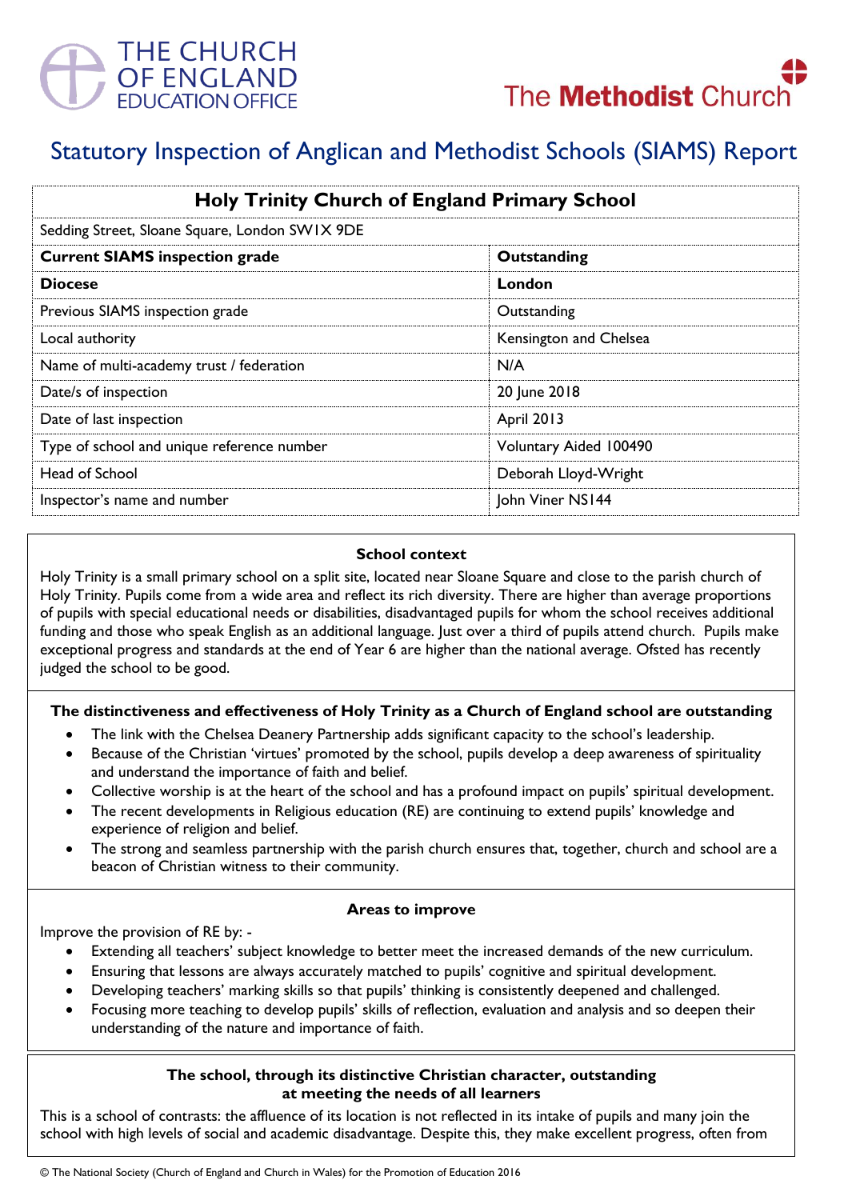THE CHURCH OF ENGLAND EDUCATION OFFICE

The Methodist Church

# Statutory Inspection of Anglican and Methodist Schools (SIAMS) Report

| **Holy Trinity Church of England Primary School** | |
|---|---|
| Sedding Street, Sloane Square, London SW1X 9DE | |
| **Current SIAMS inspection grade** | **Outstanding** |
| **Diocese** | **London** |
| Previous SIAMS inspection grade | Outstanding |
| Local authority | Kensington and Chelsea |
| Name of multi-academy trust / federation | N/A |
| Date/s of inspection | 20 June 2018 |
| Date of last inspection | April 2013 |
| Type of school and unique reference number | Voluntary Aided 100490 |
| Head of School | Deborah Lloyd-Wright |
| Inspector's name and number | John Viner NS144 |

### School context

Holy Trinity is a small primary school on a split site, located near Sloane Square and close to the parish church of Holy Trinity. Pupils come from a wide area and reflect its rich diversity. There are higher than average proportions of pupils with special educational needs or disabilities, disadvantaged pupils for whom the school receives additional funding and those who speak English as an additional language. Just over a third of pupils attend church. Pupils make exceptional progress and standards at the end of Year 6 are higher than the national average. Ofsted has recently judged the school to be good.

### The distinctiveness and effectiveness of Holy Trinity as a Church of England school are outstanding

- The link with the Chelsea Deanery Partnership adds significant capacity to the school's leadership.
- Because of the Christian 'virtues' promoted by the school, pupils develop a deep awareness of spirituality and understand the importance of faith and belief.
- Collective worship is at the heart of the school and has a profound impact on pupils' spiritual development.
- The recent developments in Religious education (RE) are continuing to extend pupils' knowledge and experience of religion and belief.
- The strong and seamless partnership with the parish church ensures that, together, church and school are a beacon of Christian witness to their community.

### Areas to improve

Improve the provision of RE by: -

- Extending all teachers' subject knowledge to better meet the increased demands of the new curriculum.
- Ensuring that lessons are always accurately matched to pupils' cognitive and spiritual development.
- Developing teachers' marking skills so that pupils' thinking is consistently deepened and challenged.
- Focusing more teaching to develop pupils' skills of reflection, evaluation and analysis and so deepen their understanding of the nature and importance of faith.

### The school, through its distinctive Christian character, outstanding at meeting the needs of all learners

This is a school of contrasts: the affluence of its location is not reflected in its intake of pupils and many join the school with high levels of social and academic disadvantage. Despite this, they make excellent progress, often from

© The National Society (Church of England and Church in Wales) for the Promotion of Education 2016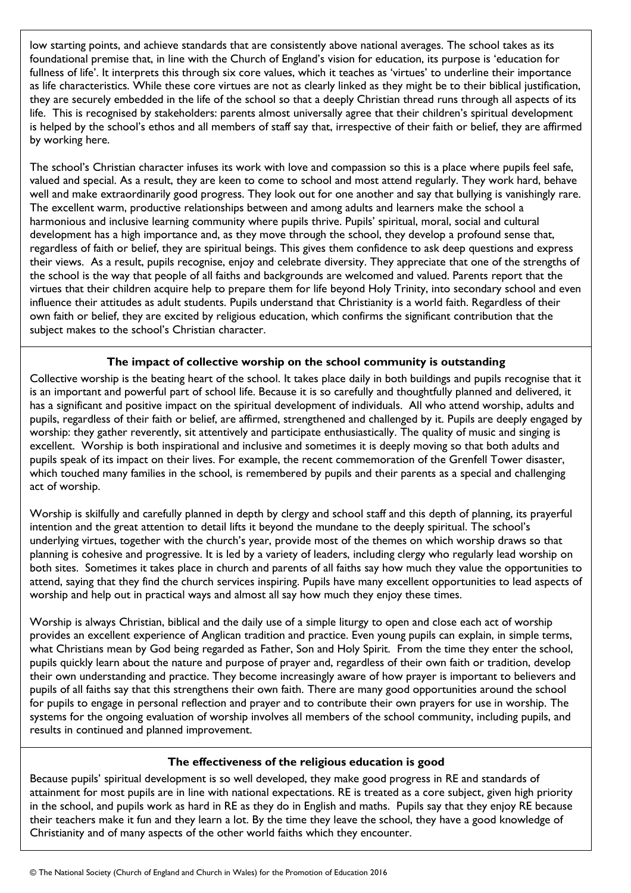low starting points, and achieve standards that are consistently above national averages. The school takes as its foundational premise that, in line with the Church of England's vision for education, its purpose is 'education for fullness of life'. It interprets this through six core values, which it teaches as 'virtues' to underline their importance as life characteristics. While these core virtues are not as clearly linked as they might be to their biblical justification, they are securely embedded in the life of the school so that a deeply Christian thread runs through all aspects of its life. This is recognised by stakeholders: parents almost universally agree that their children's spiritual development is helped by the school's ethos and all members of staff say that, irrespective of their faith or belief, they are affirmed by working here.

The school's Christian character infuses its work with love and compassion so this is a place where pupils feel safe, valued and special. As a result, they are keen to come to school and most attend regularly. They work hard, behave well and make extraordinarily good progress. They look out for one another and say that bullying is vanishingly rare. The excellent warm, productive relationships between and among adults and learners make the school a harmonious and inclusive learning community where pupils thrive. Pupils' spiritual, moral, social and cultural development has a high importance and, as they move through the school, they develop a profound sense that, regardless of faith or belief, they are spiritual beings. This gives them confidence to ask deep questions and express their views. As a result, pupils recognise, enjoy and celebrate diversity. They appreciate that one of the strengths of the school is the way that people of all faiths and backgrounds are welcomed and valued. Parents report that the virtues that their children acquire help to prepare them for life beyond Holy Trinity, into secondary school and even influence their attitudes as adult students. Pupils understand that Christianity is a world faith. Regardless of their own faith or belief, they are excited by religious education, which confirms the significant contribution that the subject makes to the school's Christian character.

**The impact of collective worship on the school community is outstanding**

Collective worship is the beating heart of the school. It takes place daily in both buildings and pupils recognise that it is an important and powerful part of school life. Because it is so carefully and thoughtfully planned and delivered, it has a significant and positive impact on the spiritual development of individuals. All who attend worship, adults and pupils, regardless of their faith or belief, are affirmed, strengthened and challenged by it. Pupils are deeply engaged by worship: they gather reverently, sit attentively and participate enthusiastically. The quality of music and singing is excellent. Worship is both inspirational and inclusive and sometimes it is deeply moving so that both adults and pupils speak of its impact on their lives. For example, the recent commemoration of the Grenfell Tower disaster, which touched many families in the school, is remembered by pupils and their parents as a special and challenging act of worship.

Worship is skilfully and carefully planned in depth by clergy and school staff and this depth of planning, its prayerful intention and the great attention to detail lifts it beyond the mundane to the deeply spiritual. The school's underlying virtues, together with the church's year, provide most of the themes on which worship draws so that planning is cohesive and progressive. It is led by a variety of leaders, including clergy who regularly lead worship on both sites. Sometimes it takes place in church and parents of all faiths say how much they value the opportunities to attend, saying that they find the church services inspiring. Pupils have many excellent opportunities to lead aspects of worship and help out in practical ways and almost all say how much they enjoy these times.

Worship is always Christian, biblical and the daily use of a simple liturgy to open and close each act of worship provides an excellent experience of Anglican tradition and practice. Even young pupils can explain, in simple terms, what Christians mean by God being regarded as Father, Son and Holy Spirit. From the time they enter the school, pupils quickly learn about the nature and purpose of prayer and, regardless of their own faith or tradition, develop their own understanding and practice. They become increasingly aware of how prayer is important to believers and pupils of all faiths say that this strengthens their own faith. There are many good opportunities around the school for pupils to engage in personal reflection and prayer and to contribute their own prayers for use in worship. The systems for the ongoing evaluation of worship involves all members of the school community, including pupils, and results in continued and planned improvement.

**The effectiveness of the religious education is good**

Because pupils' spiritual development is so well developed, they make good progress in RE and standards of attainment for most pupils are in line with national expectations. RE is treated as a core subject, given high priority in the school, and pupils work as hard in RE as they do in English and maths. Pupils say that they enjoy RE because their teachers make it fun and they learn a lot. By the time they leave the school, they have a good knowledge of Christianity and of many aspects of the other world faiths which they encounter.

© The National Society (Church of England and Church in Wales) for the Promotion of Education 2016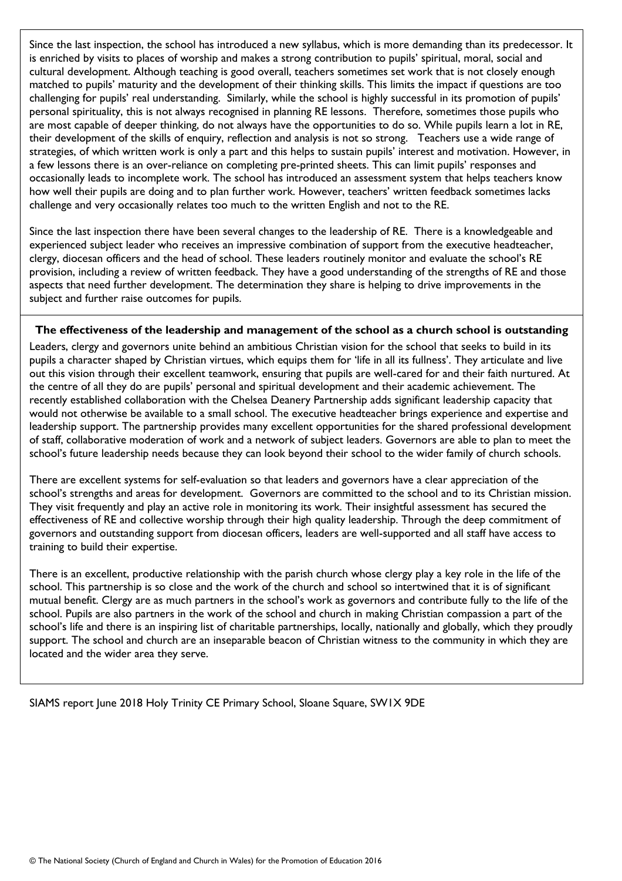Since the last inspection, the school has introduced a new syllabus, which is more demanding than its predecessor. It is enriched by visits to places of worship and makes a strong contribution to pupils' spiritual, moral, social and cultural development. Although teaching is good overall, teachers sometimes set work that is not closely enough matched to pupils' maturity and the development of their thinking skills. This limits the impact if questions are too challenging for pupils' real understanding. Similarly, while the school is highly successful in its promotion of pupils' personal spirituality, this is not always recognised in planning RE lessons. Therefore, sometimes those pupils who are most capable of deeper thinking, do not always have the opportunities to do so. While pupils learn a lot in RE, their development of the skills of enquiry, reflection and analysis is not so strong. Teachers use a wide range of strategies, of which written work is only a part and this helps to sustain pupils' interest and motivation. However, in a few lessons there is an over-reliance on completing pre-printed sheets. This can limit pupils' responses and occasionally leads to incomplete work. The school has introduced an assessment system that helps teachers know how well their pupils are doing and to plan further work. However, teachers' written feedback sometimes lacks challenge and very occasionally relates too much to the written English and not to the RE.

Since the last inspection there have been several changes to the leadership of RE. There is a knowledgeable and experienced subject leader who receives an impressive combination of support from the executive headteacher, clergy, diocesan officers and the head of school. These leaders routinely monitor and evaluate the school's RE provision, including a review of written feedback. They have a good understanding of the strengths of RE and those aspects that need further development. The determination they share is helping to drive improvements in the subject and further raise outcomes for pupils.

**The effectiveness of the leadership and management of the school as a church school is outstanding**

Leaders, clergy and governors unite behind an ambitious Christian vision for the school that seeks to build in its pupils a character shaped by Christian virtues, which equips them for 'life in all its fullness'. They articulate and live out this vision through their excellent teamwork, ensuring that pupils are well-cared for and their faith nurtured. At the centre of all they do are pupils' personal and spiritual development and their academic achievement. The recently established collaboration with the Chelsea Deanery Partnership adds significant leadership capacity that would not otherwise be available to a small school. The executive headteacher brings experience and expertise and leadership support. The partnership provides many excellent opportunities for the shared professional development of staff, collaborative moderation of work and a network of subject leaders. Governors are able to plan to meet the school's future leadership needs because they can look beyond their school to the wider family of church schools.

There are excellent systems for self-evaluation so that leaders and governors have a clear appreciation of the school's strengths and areas for development. Governors are committed to the school and to its Christian mission. They visit frequently and play an active role in monitoring its work. Their insightful assessment has secured the effectiveness of RE and collective worship through their high quality leadership. Through the deep commitment of governors and outstanding support from diocesan officers, leaders are well-supported and all staff have access to training to build their expertise.

There is an excellent, productive relationship with the parish church whose clergy play a key role in the life of the school. This partnership is so close and the work of the church and school so intertwined that it is of significant mutual benefit. Clergy are as much partners in the school's work as governors and contribute fully to the life of the school. Pupils are also partners in the work of the school and church in making Christian compassion a part of the school's life and there is an inspiring list of charitable partnerships, locally, nationally and globally, which they proudly support. The school and church are an inseparable beacon of Christian witness to the community in which they are located and the wider area they serve.

SIAMS report June 2018 Holy Trinity CE Primary School, Sloane Square, SW1X 9DE

© The National Society (Church of England and Church in Wales) for the Promotion of Education 2016